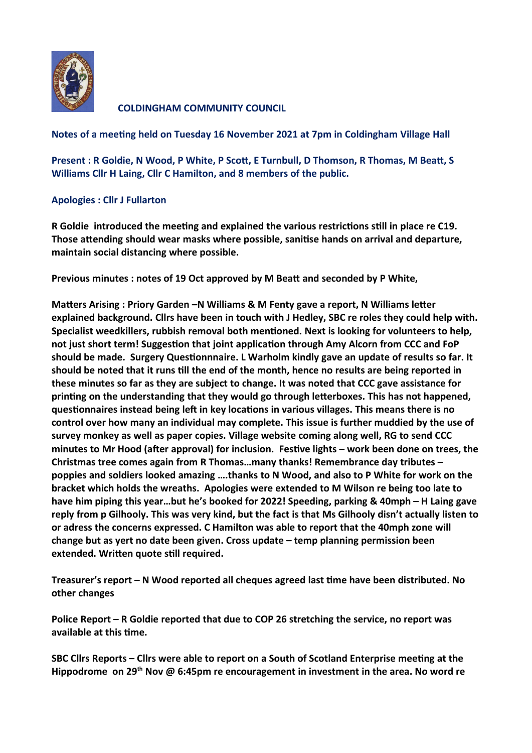**COLDINGHAM COMMUNITY COUNCIL**

**Notes of a meeting held on Tuesday 16 November 2021 at 7pm in Coldingham Village Hall**

**Present : R Goldie, N Wood, P White, P Scott, E Turnbull, D Thomson, R Thomas, M Beatt, S Williams Cllr H Laing, Cllr C Hamilton, and 8 members of the public.**

**Apologies : Cllr J Fullarton**

**R Goldie introduced the meeting and explained the various restrictions still in place re C19. Those attending should wear masks where possible, sanitise hands on arrival and departure, maintain social distancing where possible.**

**Previous minutes : notes of 19 Oct approved by M Beatt and seconded by P White,**

**Matters Arising : Priory Garden –N Williams & M Fenty gave a report, N Williams letter explained background. Cllrs have been in touch with J Hedley, SBC re roles they could help with. Specialist weedkillers, rubbish removal both mentioned. Next is looking for volunteers to help, not just short term! Suggestion that joint application through Amy Alcorn from CCC and FoP should be made. Surgery Questionnnaire. L Warholm kindly gave an update of results so far. It should be noted that it runs till the end of the month, hence no results are being reported in these minutes so far as they are subject to change. It was noted that CCC gave assistance for printing on the understanding that they would go through letterboxes. This has not happened, questionnaires instead being left in key locations in various villages. This means there is no control over how many an individual may complete. This issue is further muddied by the use of survey monkey as well as paper copies. Village website coming along well, RG to send CCC minutes to Mr Hood (after approval) for inclusion. Festive lights – work been done on trees, the Christmas tree comes again from R Thomas…many thanks! Remembrance day tributes – poppies and soldiers looked amazing ….thanks to N Wood, and also to P White for work on the bracket which holds the wreaths. Apologies were extended to M Wilson re being too late to have him piping this year…but he's booked for 2022! Speeding, parking & 40mph – H Laing gave reply from p Gilhooly. This was very kind, but the fact is that Ms Gilhooly disn't actually listen to or adress the concerns expressed. C Hamilton was able to report that the 40mph zone will change but as yert no date been given. Cross update – temp planning permission been extended. Written quote still required.**

**Treasurer's report – N Wood reported all cheques agreed last time have been distributed. No other changes**

**Police Report – R Goldie reported that due to COP 26 stretching the service, no report was available at this time.**

**SBC Cllrs Reports – Cllrs were able to report on a South of Scotland Enterprise meeting at the Hippodrome on 29th Nov @ 6:45pm re encouragement in investment in the area. No word re**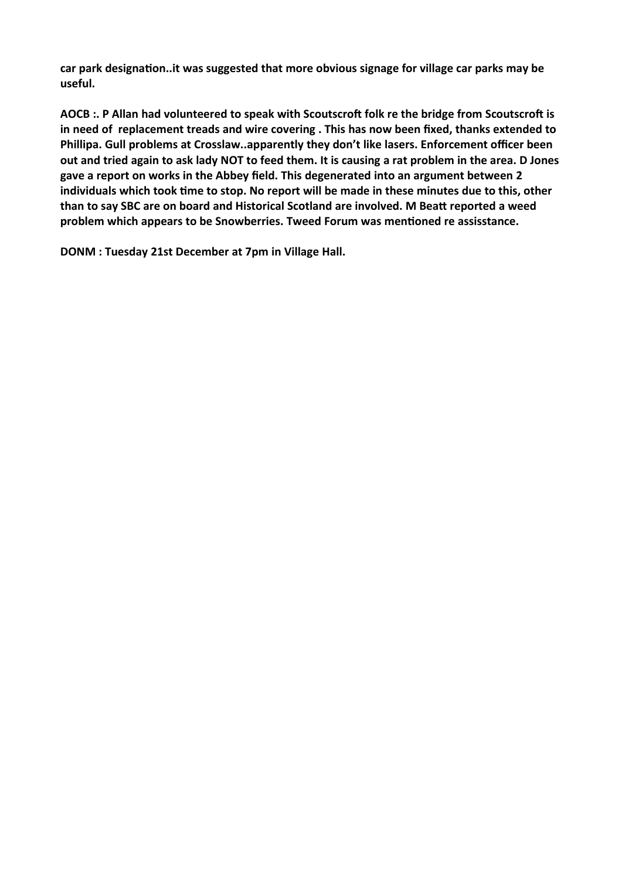**car park designation..it was suggested that more obvious signage for village car parks may be useful.**

**AOCB :. P Allan had volunteered to speak with Scoutscroft folk re the bridge from Scoutscroft is in need of replacement treads and wire covering . This has now been fixed, thanks extended to Phillipa. Gull problems at Crosslaw..apparently they don't like lasers. Enforcement officer been out and tried again to ask lady NOT to feed them. It is causing a rat problem in the area. D Jones gave a report on works in the Abbey field. This degenerated into an argument between 2 individuals which took time to stop. No report will be made in these minutes due to this, other than to say SBC are on board and Historical Scotland are involved. M Beatt reported a weed problem which appears to be Snowberries. Tweed Forum was mentioned re assisstance.**

**DONM : Tuesday 21st December at 7pm in Village Hall.**